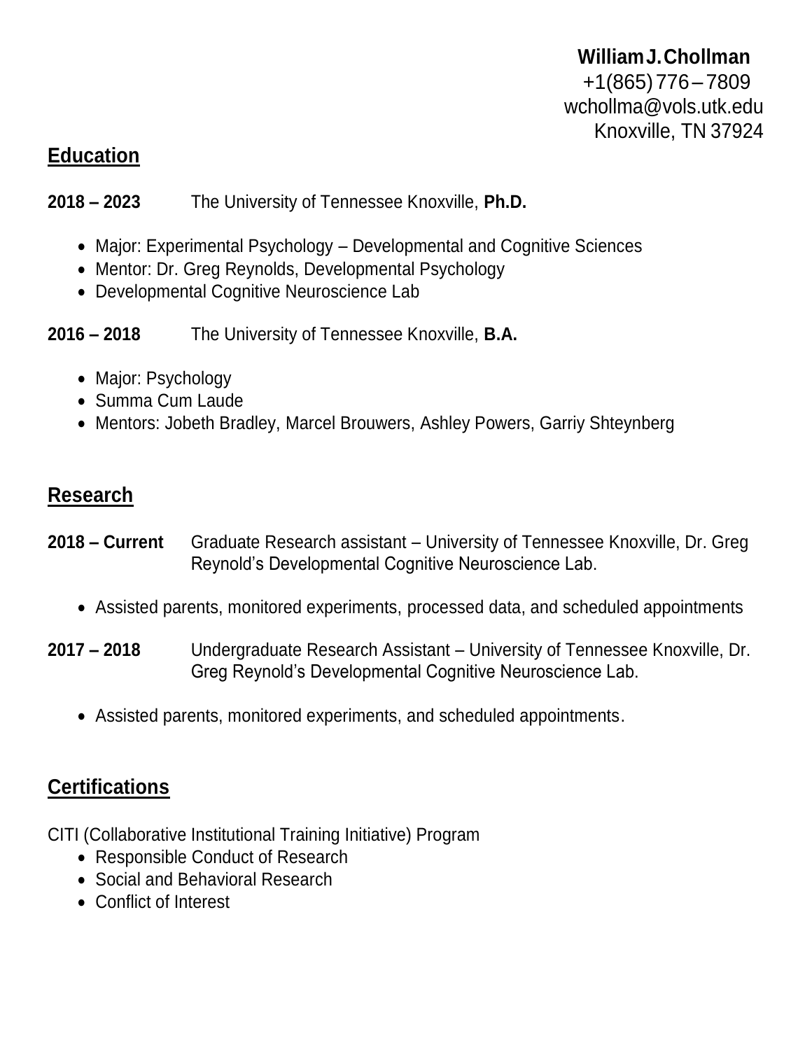**William J. Chollman**
+1(865) 776 – 7809
wchollma@vols.utk.edu
Knoxville, TN 37924

## Education

**2018 – 2023** The University of Tennessee Knoxville, **Ph.D.**

- Major: Experimental Psychology – Developmental and Cognitive Sciences
- Mentor: Dr. Greg Reynolds, Developmental Psychology
- Developmental Cognitive Neuroscience Lab

**2016 – 2018** The University of Tennessee Knoxville, **B.A.**

- Major: Psychology
- Summa Cum Laude
- Mentors: Jobeth Bradley, Marcel Brouwers, Ashley Powers, Garriy Shteynberg

## Research

**2018 – Current** Graduate Research assistant – University of Tennessee Knoxville, Dr. Greg Reynold's Developmental Cognitive Neuroscience Lab.

- Assisted parents, monitored experiments, processed data, and scheduled appointments

**2017 – 2018** Undergraduate Research Assistant – University of Tennessee Knoxville, Dr. Greg Reynold's Developmental Cognitive Neuroscience Lab.

- Assisted parents, monitored experiments, and scheduled appointments.

## Certifications

CITI (Collaborative Institutional Training Initiative) Program

- Responsible Conduct of Research
- Social and Behavioral Research
- Conflict of Interest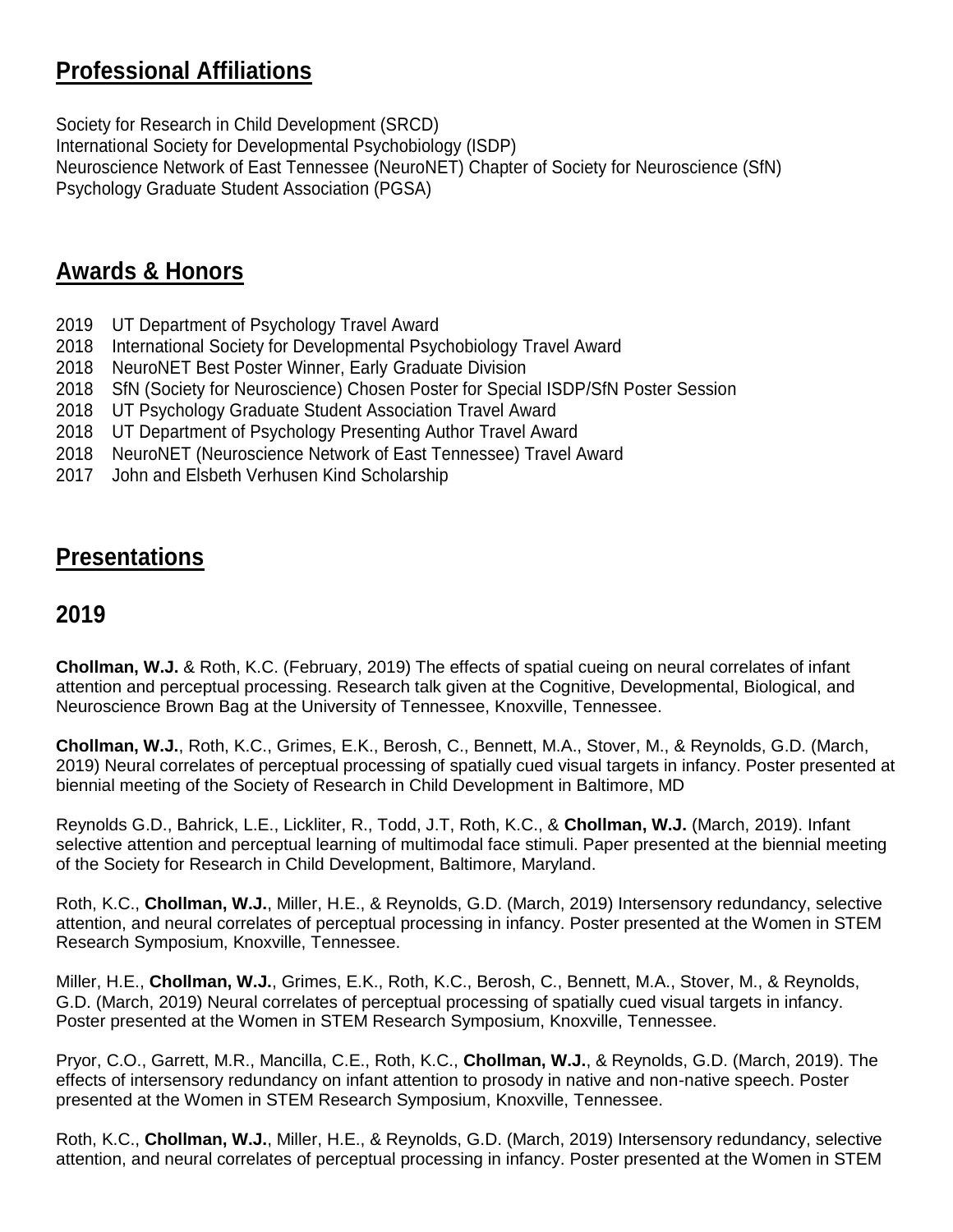## Professional Affiliations

Society for Research in Child Development (SRCD)
International Society for Developmental Psychobiology (ISDP)
Neuroscience Network of East Tennessee (NeuroNET) Chapter of Society for Neuroscience (SfN)
Psychology Graduate Student Association (PGSA)

## Awards & Honors

2019 UT Department of Psychology Travel Award
2018 International Society for Developmental Psychobiology Travel Award
2018 NeuroNET Best Poster Winner, Early Graduate Division
2018 SfN (Society for Neuroscience) Chosen Poster for Special ISDP/SfN Poster Session
2018 UT Psychology Graduate Student Association Travel Award
2018 UT Department of Psychology Presenting Author Travel Award
2018 NeuroNET (Neuroscience Network of East Tennessee) Travel Award
2017 John and Elsbeth Verhusen Kind Scholarship

## Presentations

### 2019

**Chollman, W.J.** & Roth, K.C. (February, 2019) The effects of spatial cueing on neural correlates of infant attention and perceptual processing. Research talk given at the Cognitive, Developmental, Biological, and Neuroscience Brown Bag at the University of Tennessee, Knoxville, Tennessee.

**Chollman, W.J.**, Roth, K.C., Grimes, E.K., Berosh, C., Bennett, M.A., Stover, M., & Reynolds, G.D. (March, 2019) Neural correlates of perceptual processing of spatially cued visual targets in infancy. Poster presented at biennial meeting of the Society of Research in Child Development in Baltimore, MD

Reynolds G.D., Bahrick, L.E., Lickliter, R., Todd, J.T, Roth, K.C., & **Chollman, W.J.** (March, 2019). Infant selective attention and perceptual learning of multimodal face stimuli. Paper presented at the biennial meeting of the Society for Research in Child Development, Baltimore, Maryland.

Roth, K.C., **Chollman, W.J.**, Miller, H.E., & Reynolds, G.D. (March, 2019) Intersensory redundancy, selective attention, and neural correlates of perceptual processing in infancy. Poster presented at the Women in STEM Research Symposium, Knoxville, Tennessee.

Miller, H.E., **Chollman, W.J.**, Grimes, E.K., Roth, K.C., Berosh, C., Bennett, M.A., Stover, M., & Reynolds, G.D. (March, 2019) Neural correlates of perceptual processing of spatially cued visual targets in infancy. Poster presented at the Women in STEM Research Symposium, Knoxville, Tennessee.

Pryor, C.O., Garrett, M.R., Mancilla, C.E., Roth, K.C., **Chollman, W.J.**, & Reynolds, G.D. (March, 2019). The effects of intersensory redundancy on infant attention to prosody in native and non-native speech. Poster presented at the Women in STEM Research Symposium, Knoxville, Tennessee.

Roth, K.C., **Chollman, W.J.**, Miller, H.E., & Reynolds, G.D. (March, 2019) Intersensory redundancy, selective attention, and neural correlates of perceptual processing in infancy. Poster presented at the Women in STEM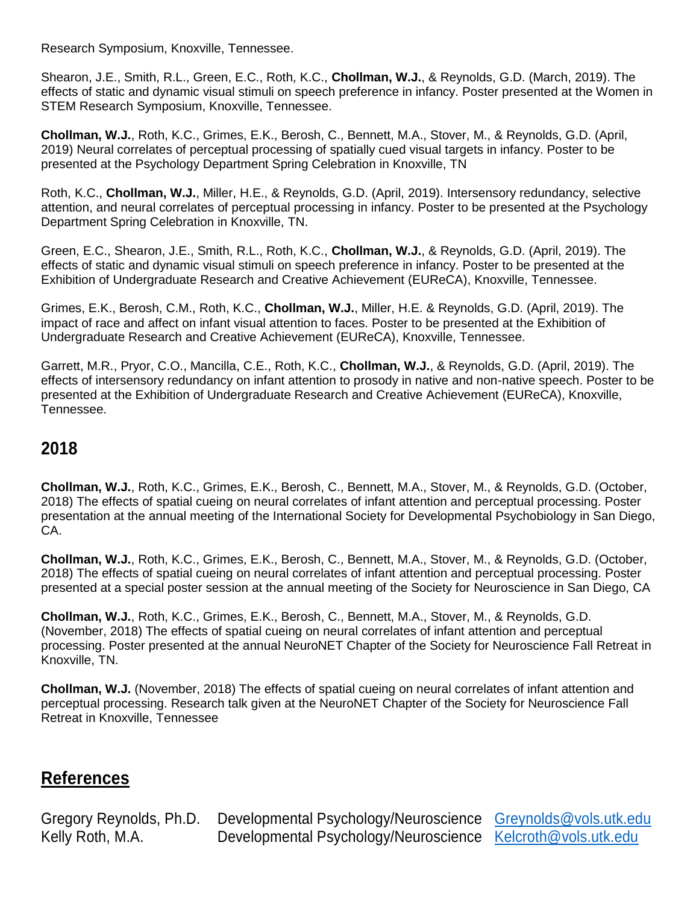Research Symposium, Knoxville, Tennessee.

Shearon, J.E., Smith, R.L., Green, E.C., Roth, K.C., **Chollman, W.J.**, & Reynolds, G.D. (March, 2019). The effects of static and dynamic visual stimuli on speech preference in infancy. Poster presented at the Women in STEM Research Symposium, Knoxville, Tennessee.

**Chollman, W.J.**, Roth, K.C., Grimes, E.K., Berosh, C., Bennett, M.A., Stover, M., & Reynolds, G.D. (April, 2019) Neural correlates of perceptual processing of spatially cued visual targets in infancy. Poster to be presented at the Psychology Department Spring Celebration in Knoxville, TN

Roth, K.C., **Chollman, W.J.**, Miller, H.E., & Reynolds, G.D. (April, 2019). Intersensory redundancy, selective attention, and neural correlates of perceptual processing in infancy. Poster to be presented at the Psychology Department Spring Celebration in Knoxville, TN.

Green, E.C., Shearon, J.E., Smith, R.L., Roth, K.C., **Chollman, W.J.**, & Reynolds, G.D. (April, 2019). The effects of static and dynamic visual stimuli on speech preference in infancy. Poster to be presented at the Exhibition of Undergraduate Research and Creative Achievement (EUReCA), Knoxville, Tennessee.

Grimes, E.K., Berosh, C.M., Roth, K.C., **Chollman, W.J.**, Miller, H.E. & Reynolds, G.D. (April, 2019). The impact of race and affect on infant visual attention to faces. Poster to be presented at the Exhibition of Undergraduate Research and Creative Achievement (EUReCA), Knoxville, Tennessee.

Garrett, M.R., Pryor, C.O., Mancilla, C.E., Roth, K.C., **Chollman, W.J.**, & Reynolds, G.D. (April, 2019). The effects of intersensory redundancy on infant attention to prosody in native and non-native speech. Poster to be presented at the Exhibition of Undergraduate Research and Creative Achievement (EUReCA), Knoxville, Tennessee.

## 2018

**Chollman, W.J.**, Roth, K.C., Grimes, E.K., Berosh, C., Bennett, M.A., Stover, M., & Reynolds, G.D. (October, 2018) The effects of spatial cueing on neural correlates of infant attention and perceptual processing. Poster presentation at the annual meeting of the International Society for Developmental Psychobiology in San Diego, CA.

**Chollman, W.J.**, Roth, K.C., Grimes, E.K., Berosh, C., Bennett, M.A., Stover, M., & Reynolds, G.D. (October, 2018) The effects of spatial cueing on neural correlates of infant attention and perceptual processing. Poster presented at a special poster session at the annual meeting of the Society for Neuroscience in San Diego, CA

**Chollman, W.J.**, Roth, K.C., Grimes, E.K., Berosh, C., Bennett, M.A., Stover, M., & Reynolds, G.D. (November, 2018) The effects of spatial cueing on neural correlates of infant attention and perceptual processing. Poster presented at the annual NeuroNET Chapter of the Society for Neuroscience Fall Retreat in Knoxville, TN.

**Chollman, W.J.** (November, 2018) The effects of spatial cueing on neural correlates of infant attention and perceptual processing. Research talk given at the NeuroNET Chapter of the Society for Neuroscience Fall Retreat in Knoxville, Tennessee

## References

| | | |
|---|---|---|
| Gregory Reynolds, Ph.D. | Developmental Psychology/Neuroscience | Greynolds@vols.utk.edu |
| Kelly Roth, M.A. | Developmental Psychology/Neuroscience | Kelcroth@vols.utk.edu |